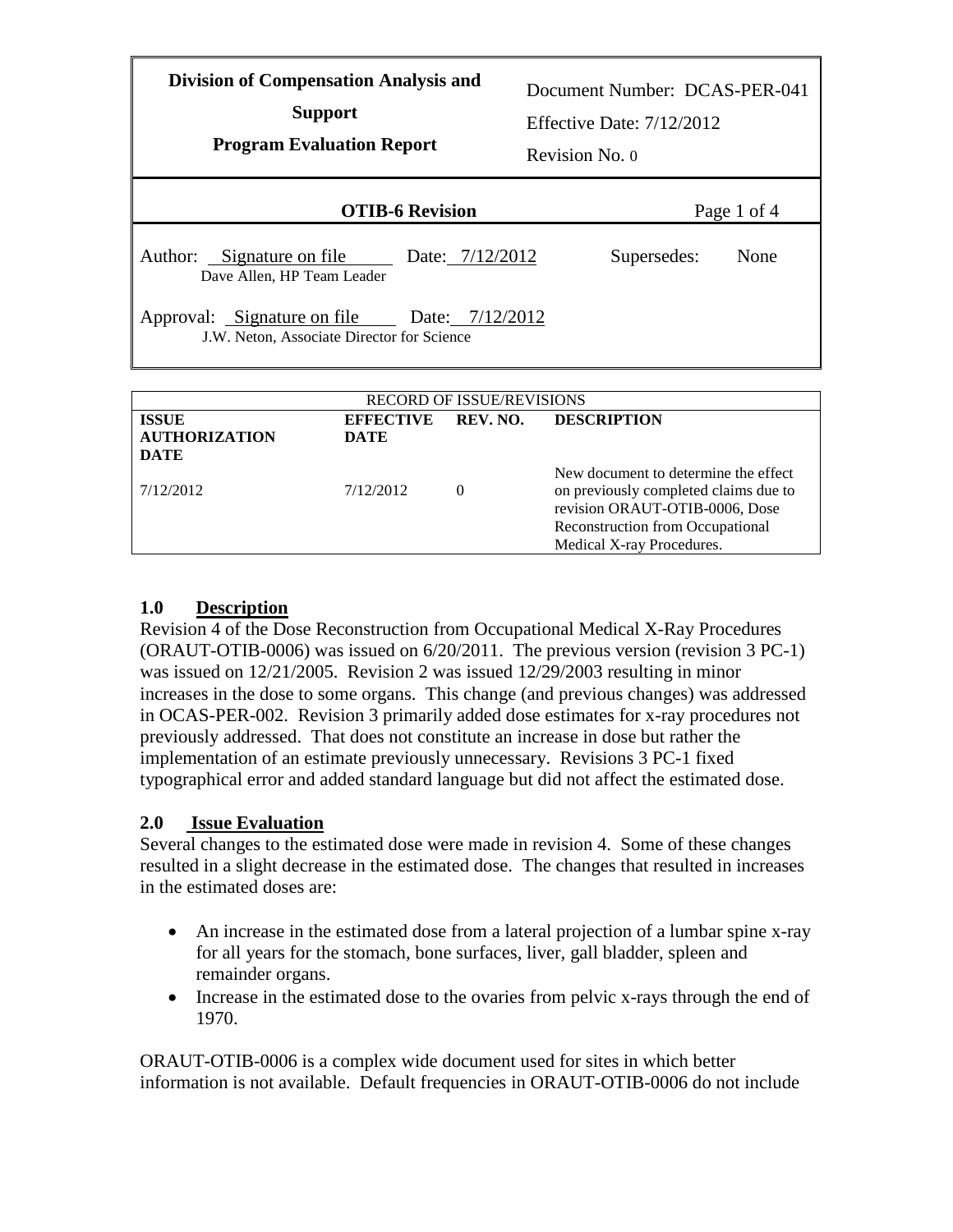| Division of Compensation Analysis and Support<br>Program Evaluation Report | Document Number: DCAS-PER-041<br>Effective Date: 7/12/2012<br>Revision No. 0 |
|---|---|
| **OTIB-6 Revision** | Page 1 of 4 |
| Author: Signature on file Date: 7/12/2012<br>Dave Allen, HP Team Leader | Supersedes: None |
| Approval: Signature on file Date: 7/12/2012<br>J.W. Neton, Associate Director for Science | |

| RECORD OF ISSUE/REVISIONS | | | |
|---|---|---|---|
| **ISSUE AUTHORIZATION DATE** | **EFFECTIVE DATE** | **REV. NO.** | **DESCRIPTION** |
| 7/12/2012 | 7/12/2012 | 0 | New document to determine the effect on previously completed claims due to revision ORAUT-OTIB-0006, Dose Reconstruction from Occupational Medical X-ray Procedures. |

## 1.0 Description

Revision 4 of the Dose Reconstruction from Occupational Medical X-Ray Procedures (ORAUT-OTIB-0006) was issued on 6/20/2011. The previous version (revision 3 PC-1) was issued on 12/21/2005. Revision 2 was issued 12/29/2003 resulting in minor increases in the dose to some organs. This change (and previous changes) was addressed in OCAS-PER-002. Revision 3 primarily added dose estimates for x-ray procedures not previously addressed. That does not constitute an increase in dose but rather the implementation of an estimate previously unnecessary. Revisions 3 PC-1 fixed typographical error and added standard language but did not affect the estimated dose.

## 2.0 Issue Evaluation

Several changes to the estimated dose were made in revision 4. Some of these changes resulted in a slight decrease in the estimated dose. The changes that resulted in increases in the estimated doses are:

- An increase in the estimated dose from a lateral projection of a lumbar spine x-ray for all years for the stomach, bone surfaces, liver, gall bladder, spleen and remainder organs.
- Increase in the estimated dose to the ovaries from pelvic x-rays through the end of 1970.

ORAUT-OTIB-0006 is a complex wide document used for sites in which better information is not available. Default frequencies in ORAUT-OTIB-0006 do not include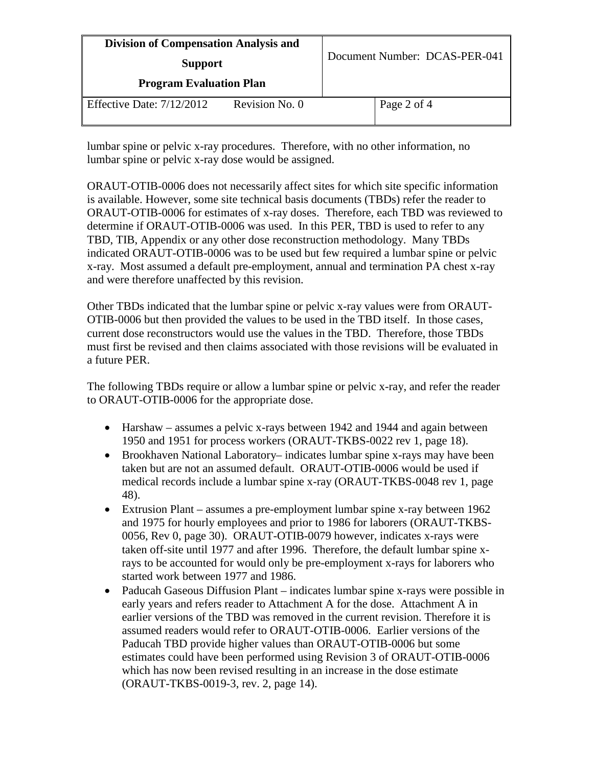lumbar spine or pelvic x-ray procedures. Therefore, with no other information, no lumbar spine or pelvic x-ray dose would be assigned.

ORAUT-OTIB-0006 does not necessarily affect sites for which site specific information is available. However, some site technical basis documents (TBDs) refer the reader to ORAUT-OTIB-0006 for estimates of x-ray doses. Therefore, each TBD was reviewed to determine if ORAUT-OTIB-0006 was used. In this PER, TBD is used to refer to any TBD, TIB, Appendix or any other dose reconstruction methodology. Many TBDs indicated ORAUT-OTIB-0006 was to be used but few required a lumbar spine or pelvic x-ray. Most assumed a default pre-employment, annual and termination PA chest x-ray and were therefore unaffected by this revision.

Other TBDs indicated that the lumbar spine or pelvic x-ray values were from ORAUT-OTIB-0006 but then provided the values to be used in the TBD itself. In those cases, current dose reconstructors would use the values in the TBD. Therefore, those TBDs must first be revised and then claims associated with those revisions will be evaluated in a future PER.

The following TBDs require or allow a lumbar spine or pelvic x-ray, and refer the reader to ORAUT-OTIB-0006 for the appropriate dose.

- Harshaw – assumes a pelvic x-rays between 1942 and 1944 and again between 1950 and 1951 for process workers (ORAUT-TKBS-0022 rev 1, page 18).
- Brookhaven National Laboratory– indicates lumbar spine x-rays may have been taken but are not an assumed default. ORAUT-OTIB-0006 would be used if medical records include a lumbar spine x-ray (ORAUT-TKBS-0048 rev 1, page 48).
- Extrusion Plant – assumes a pre-employment lumbar spine x-ray between 1962 and 1975 for hourly employees and prior to 1986 for laborers (ORAUT-TKBS-0056, Rev 0, page 30). ORAUT-OTIB-0079 however, indicates x-rays were taken off-site until 1977 and after 1996. Therefore, the default lumbar spine x-rays to be accounted for would only be pre-employment x-rays for laborers who started work between 1977 and 1986.
- Paducah Gaseous Diffusion Plant – indicates lumbar spine x-rays were possible in early years and refers reader to Attachment A for the dose. Attachment A in earlier versions of the TBD was removed in the current revision. Therefore it is assumed readers would refer to ORAUT-OTIB-0006. Earlier versions of the Paducah TBD provide higher values than ORAUT-OTIB-0006 but some estimates could have been performed using Revision 3 of ORAUT-OTIB-0006 which has now been revised resulting in an increase in the dose estimate (ORAUT-TKBS-0019-3, rev. 2, page 14).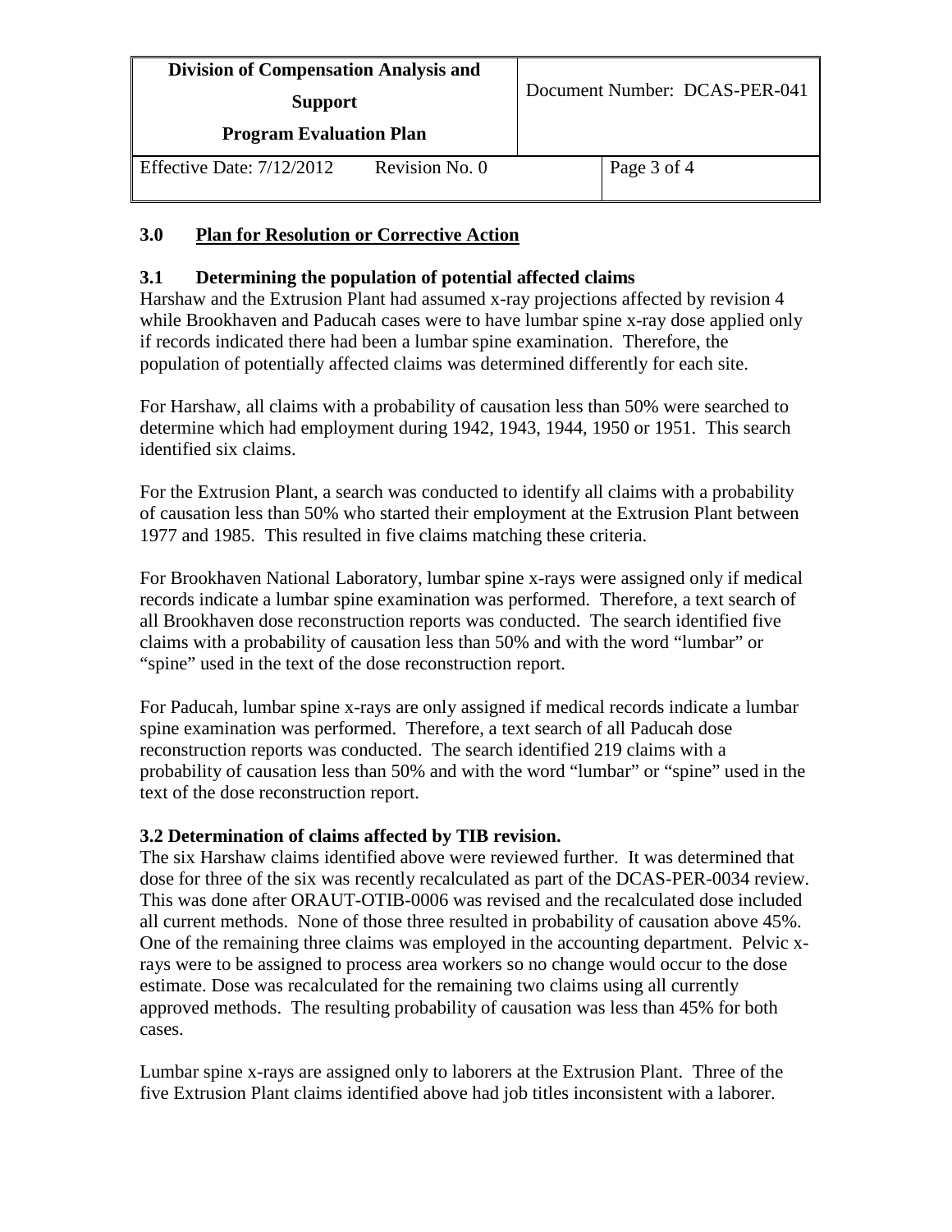## 3.0 Plan for Resolution or Corrective Action

### 3.1 Determining the population of potential affected claims

Harshaw and the Extrusion Plant had assumed x-ray projections affected by revision 4 while Brookhaven and Paducah cases were to have lumbar spine x-ray dose applied only if records indicated there had been a lumbar spine examination. Therefore, the population of potentially affected claims was determined differently for each site.

For Harshaw, all claims with a probability of causation less than 50% were searched to determine which had employment during 1942, 1943, 1944, 1950 or 1951. This search identified six claims.

For the Extrusion Plant, a search was conducted to identify all claims with a probability of causation less than 50% who started their employment at the Extrusion Plant between 1977 and 1985. This resulted in five claims matching these criteria.

For Brookhaven National Laboratory, lumbar spine x-rays were assigned only if medical records indicate a lumbar spine examination was performed. Therefore, a text search of all Brookhaven dose reconstruction reports was conducted. The search identified five claims with a probability of causation less than 50% and with the word "lumbar" or "spine" used in the text of the dose reconstruction report.

For Paducah, lumbar spine x-rays are only assigned if medical records indicate a lumbar spine examination was performed. Therefore, a text search of all Paducah dose reconstruction reports was conducted. The search identified 219 claims with a probability of causation less than 50% and with the word "lumbar" or "spine" used in the text of the dose reconstruction report.

### 3.2 Determination of claims affected by TIB revision.

The six Harshaw claims identified above were reviewed further. It was determined that dose for three of the six was recently recalculated as part of the DCAS-PER-0034 review. This was done after ORAUT-OTIB-0006 was revised and the recalculated dose included all current methods. None of those three resulted in probability of causation above 45%. One of the remaining three claims was employed in the accounting department. Pelvic x-rays were to be assigned to process area workers so no change would occur to the dose estimate. Dose was recalculated for the remaining two claims using all currently approved methods. The resulting probability of causation was less than 45% for both cases.

Lumbar spine x-rays are assigned only to laborers at the Extrusion Plant. Three of the five Extrusion Plant claims identified above had job titles inconsistent with a laborer.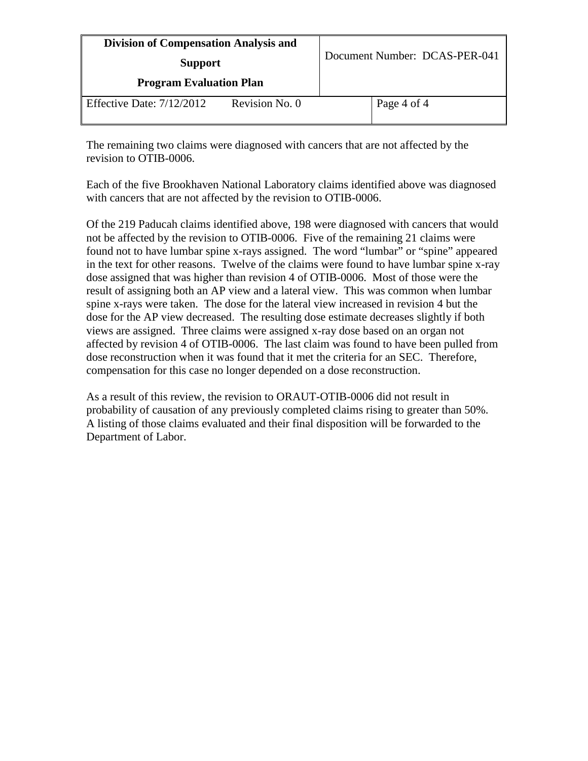The remaining two claims were diagnosed with cancers that are not affected by the revision to OTIB-0006.

Each of the five Brookhaven National Laboratory claims identified above was diagnosed with cancers that are not affected by the revision to OTIB-0006.

Of the 219 Paducah claims identified above, 198 were diagnosed with cancers that would not be affected by the revision to OTIB-0006. Five of the remaining 21 claims were found not to have lumbar spine x-rays assigned. The word "lumbar" or "spine" appeared in the text for other reasons. Twelve of the claims were found to have lumbar spine x-ray dose assigned that was higher than revision 4 of OTIB-0006. Most of those were the result of assigning both an AP view and a lateral view. This was common when lumbar spine x-rays were taken. The dose for the lateral view increased in revision 4 but the dose for the AP view decreased. The resulting dose estimate decreases slightly if both views are assigned. Three claims were assigned x-ray dose based on an organ not affected by revision 4 of OTIB-0006. The last claim was found to have been pulled from dose reconstruction when it was found that it met the criteria for an SEC. Therefore, compensation for this case no longer depended on a dose reconstruction.

As a result of this review, the revision to ORAUT-OTIB-0006 did not result in probability of causation of any previously completed claims rising to greater than 50%. A listing of those claims evaluated and their final disposition will be forwarded to the Department of Labor.